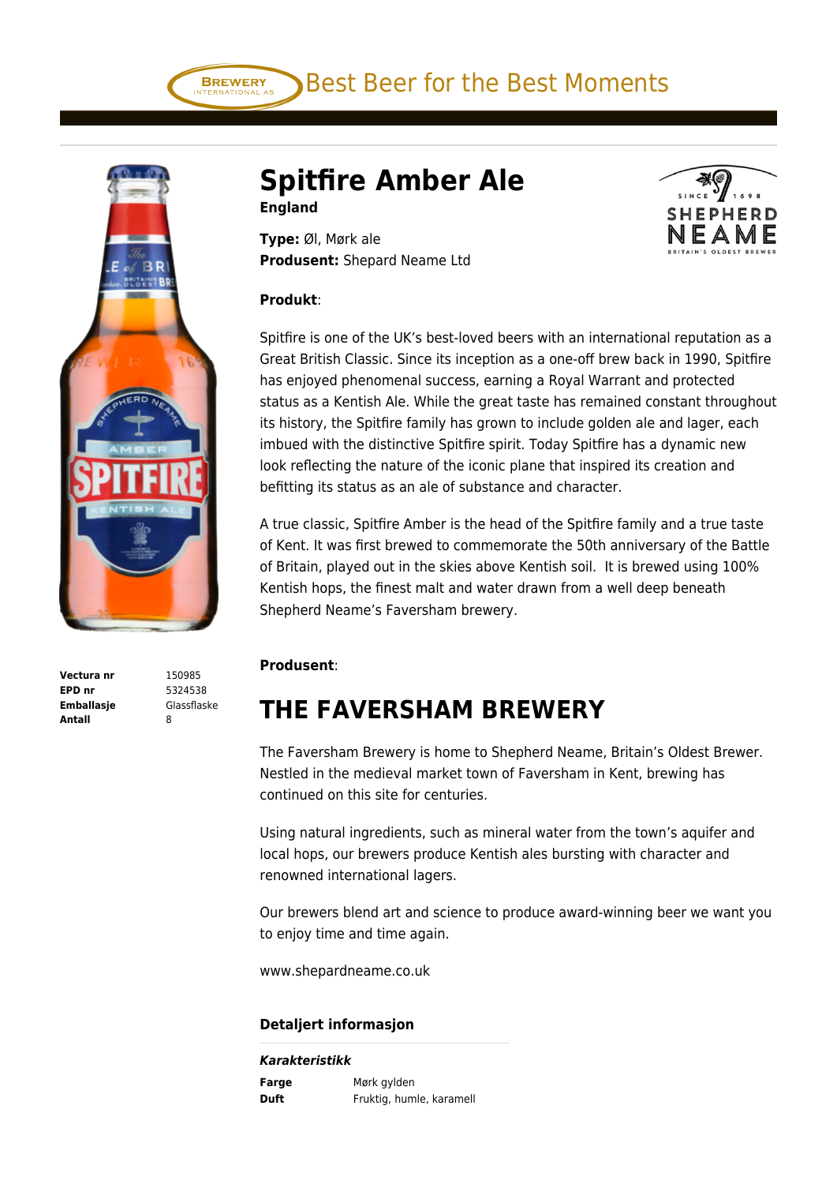Best Beer for the Best Moments

# Spitfire Amber Ale

**England**

**Type:** Øl, Mørk ale
**Produsent:** Shepard Neame Ltd

**Produkt**:

Spitfire is one of the UK's best-loved beers with an international reputation as a Great British Classic. Since its inception as a one-off brew back in 1990, Spitfire has enjoyed phenomenal success, earning a Royal Warrant and protected status as a Kentish Ale. While the great taste has remained constant throughout its history, the Spitfire family has grown to include golden ale and lager, each imbued with the distinctive Spitfire spirit. Today Spitfire has a dynamic new look reflecting the nature of the iconic plane that inspired its creation and befitting its status as an ale of substance and character.

A true classic, Spitfire Amber is the head of the Spitfire family and a true taste of Kent. It was first brewed to commemorate the 50th anniversary of the Battle of Britain, played out in the skies above Kentish soil. It is brewed using 100% Kentish hops, the finest malt and water drawn from a well deep beneath Shepherd Neame's Faversham brewery.

| | |
|---|---|
| **Vectura nr** | 150985 |
| **EPD nr** | 5324538 |
| **Emballasje** | Glassflaske |
| **Antall** | 8 |

**Produsent**:

## THE FAVERSHAM BREWERY

The Faversham Brewery is home to Shepherd Neame, Britain's Oldest Brewer. Nestled in the medieval market town of Faversham in Kent, brewing has continued on this site for centuries.

Using natural ingredients, such as mineral water from the town's aquifer and local hops, our brewers produce Kentish ales bursting with character and renowned international lagers.

Our brewers blend art and science to produce award-winning beer we want you to enjoy time and time again.

www.shepardneame.co.uk

### Detaljert informasjon

***Karakteristikk***

| | |
|---|---|
| **Farge** | Mørk gylden |
| **Duft** | Fruktig, humle, karamell |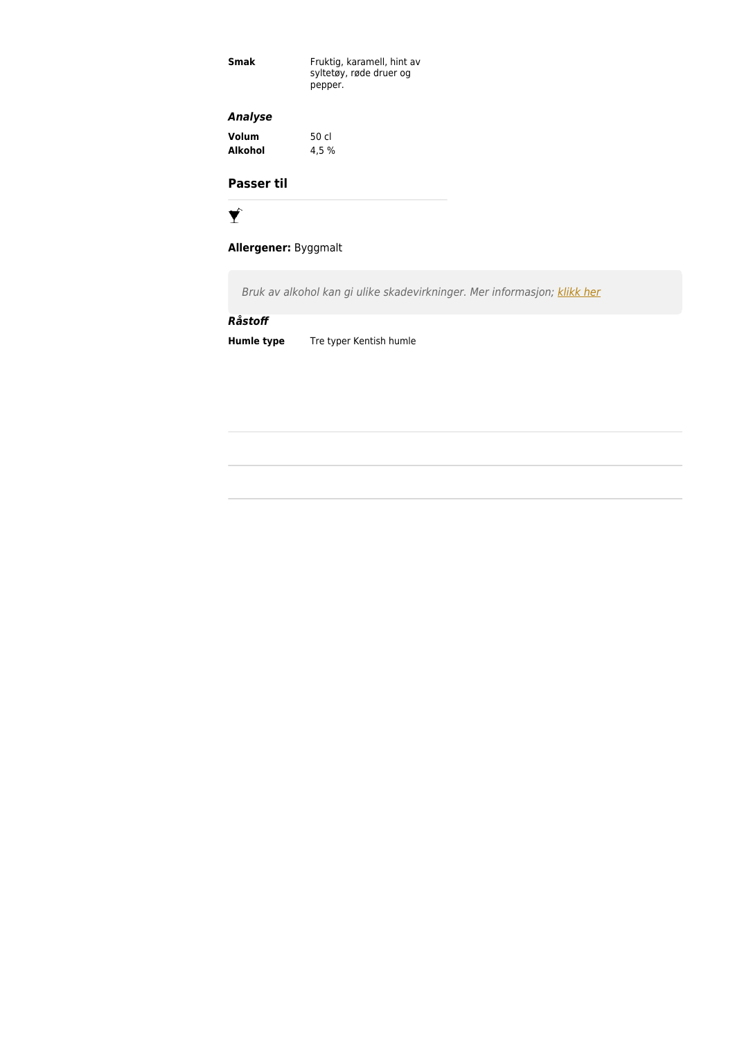| | |
|---|---|
| **Smak** | Fruktig, karamell, hint av syltetøy, røde druer og pepper. |

### *Analyse*

| | |
|---|---|
| **Volum** | 50 cl |
| **Alkohol** | 4,5 % |

## Passer til

**Allergener:** Byggmalt

*Bruk av alkohol kan gi ulike skadevirkninger. Mer informasjon; klikk her*

### *Råstoff*

| | |
|---|---|
| **Humle type** | Tre typer Kentish humle |